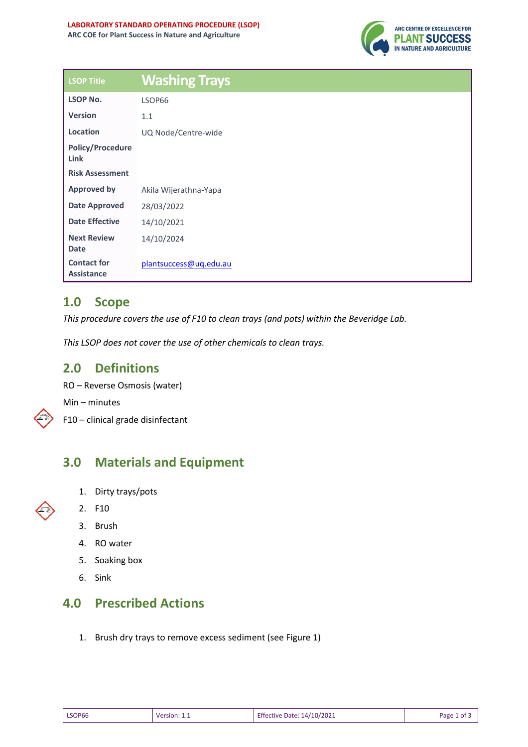**LABORATORY STANDARD OPERATING PROCEDURE (LSOP)**
**ARC COE for Plant Success in Nature and Agriculture**

| LSOP Title | Washing Trays |
| --- | --- |
| **LSOP No.** | LSOP66 |
| **Version** | 1.1 |
| **Location** | UQ Node/Centre-wide |
| **Policy/Procedure Link** | |
| **Risk Assessment** | |
| **Approved by** | Akila Wijerathna-Yapa |
| **Date Approved** | 28/03/2022 |
| **Date Effective** | 14/10/2021 |
| **Next Review Date** | 14/10/2024 |
| **Contact for Assistance** | plantsuccess@uq.edu.au |

## 1.0 Scope

*This procedure covers the use of F10 to clean trays (and pots) within the Beveridge Lab.*

*This LSOP does not cover the use of other chemicals to clean trays.*

## 2.0 Definitions

RO – Reverse Osmosis (water)

Min – minutes

F10 – clinical grade disinfectant

## 3.0 Materials and Equipment

1. Dirty trays/pots
2. F10
3. Brush
4. RO water
5. Soaking box
6. Sink

## 4.0 Prescribed Actions

1. Brush dry trays to remove excess sediment (see Figure 1)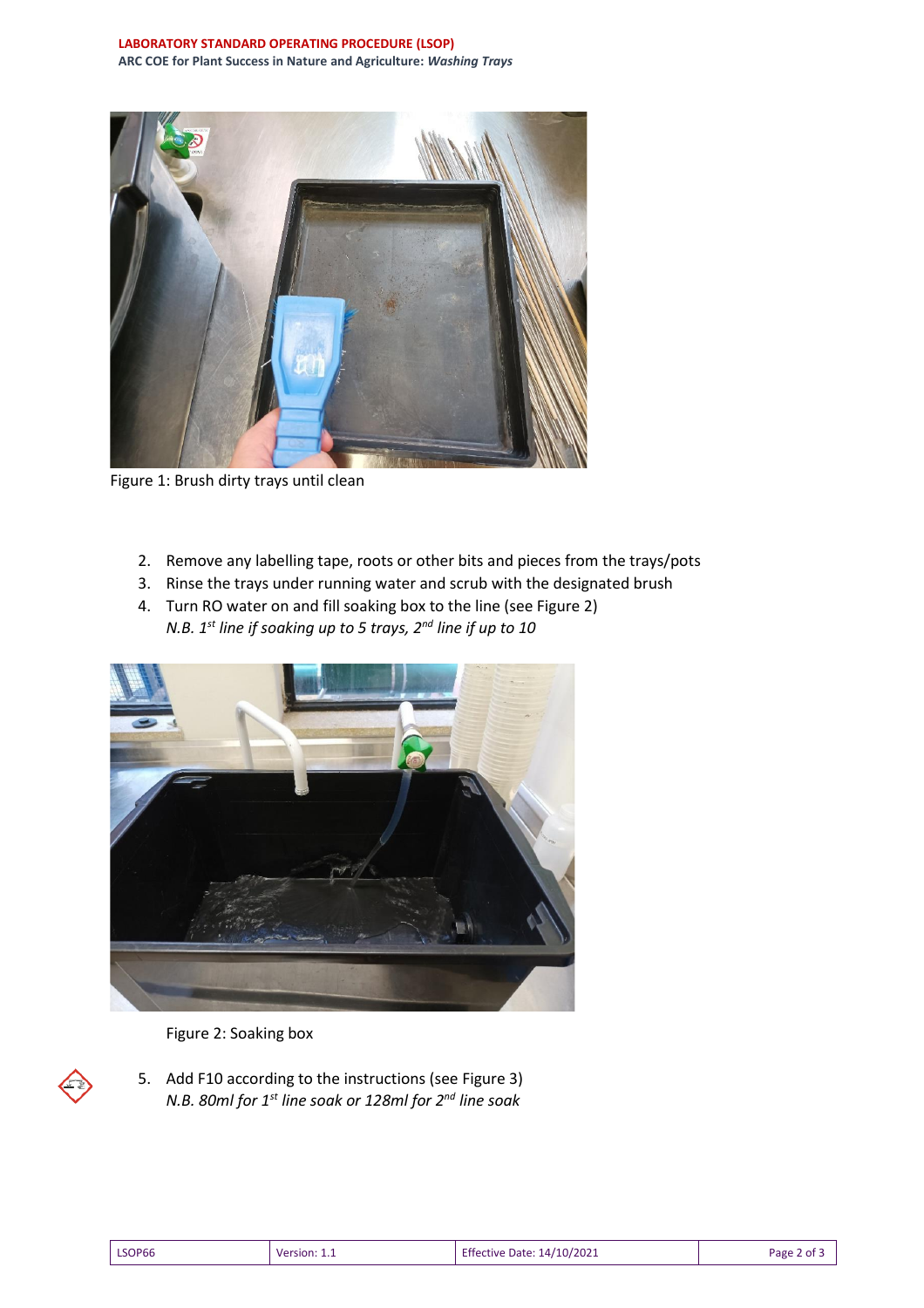Figure 1: Brush dirty trays until clean

2. Remove any labelling tape, roots or other bits and pieces from the trays/pots
3. Rinse the trays under running water and scrub with the designated brush
4. Turn RO water on and fill soaking box to the line (see Figure 2)
   *N.B. 1st line if soaking up to 5 trays, 2nd line if up to 10*

Figure 2: Soaking box

5. Add F10 according to the instructions (see Figure 3)
   *N.B. 80ml for 1st line soak or 128ml for 2nd line soak*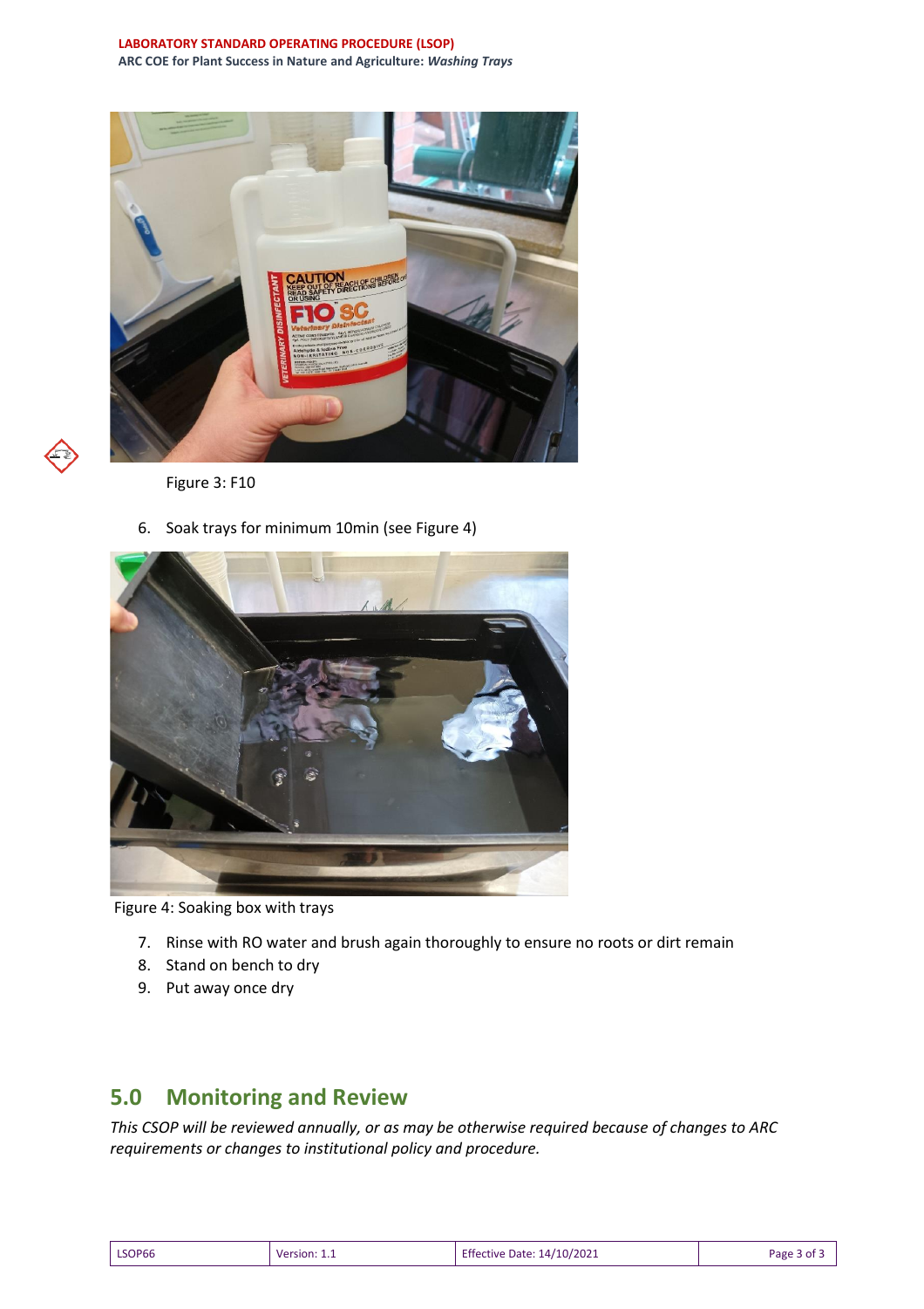Figure 3: F10

6. Soak trays for minimum 10min (see Figure 4)

Figure 4: Soaking box with trays

7. Rinse with RO water and brush again thoroughly to ensure no roots or dirt remain
8. Stand on bench to dry
9. Put away once dry

## 5.0 Monitoring and Review

*This CSOP will be reviewed annually, or as may be otherwise required because of changes to ARC requirements or changes to institutional policy and procedure.*